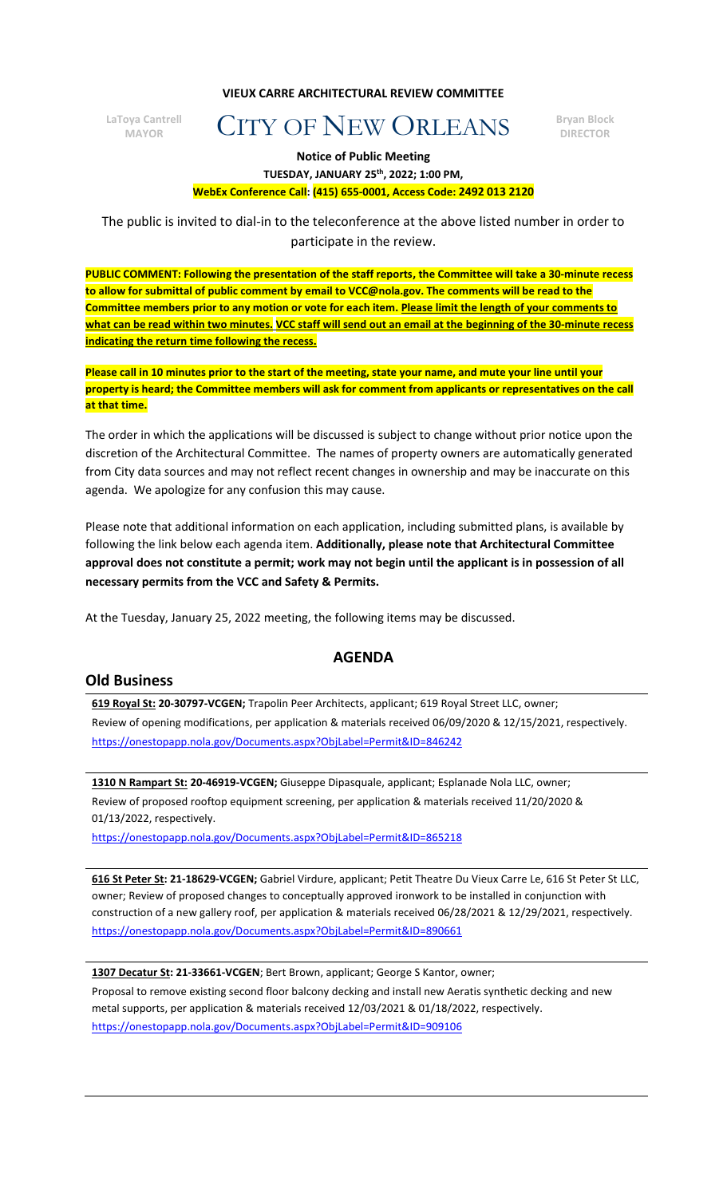**VIEUX CARRE ARCHITECTURAL REVIEW COMMITTEE**

LaToya Cantrell
MAYOR

# CITY OF NEW ORLEANS

Bryan Block
DIRECTOR

**Notice of Public Meeting**
**TUESDAY, JANUARY 25th, 2022; 1:00 PM,**
**WebEx Conference Call: (415) 655-0001, Access Code: 2492 013 2120**

The public is invited to dial-in to the teleconference at the above listed number in order to participate in the review.

**PUBLIC COMMENT: Following the presentation of the staff reports, the Committee will take a 30-minute recess to allow for submittal of public comment by email to VCC@nola.gov. The comments will be read to the Committee members prior to any motion or vote for each item. Please limit the length of your comments to what can be read within two minutes. VCC staff will send out an email at the beginning of the 30-minute recess indicating the return time following the recess.**

**Please call in 10 minutes prior to the start of the meeting, state your name, and mute your line until your property is heard; the Committee members will ask for comment from applicants or representatives on the call at that time.**

The order in which the applications will be discussed is subject to change without prior notice upon the discretion of the Architectural Committee. The names of property owners are automatically generated from City data sources and may not reflect recent changes in ownership and may be inaccurate on this agenda. We apologize for any confusion this may cause.

Please note that additional information on each application, including submitted plans, is available by following the link below each agenda item. **Additionally, please note that Architectural Committee approval does not constitute a permit; work may not begin until the applicant is in possession of all necessary permits from the VCC and Safety & Permits.**

At the Tuesday, January 25, 2022 meeting, the following items may be discussed.

## AGENDA

### Old Business

**619 Royal St: 20-30797-VCGEN;** Trapolin Peer Architects, applicant; 619 Royal Street LLC, owner; Review of opening modifications, per application & materials received 06/09/2020 & 12/15/2021, respectively.
https://onestopapp.nola.gov/Documents.aspx?ObjLabel=Permit&ID=846242

**1310 N Rampart St: 20-46919-VCGEN;** Giuseppe Dipasquale, applicant; Esplanade Nola LLC, owner; Review of proposed rooftop equipment screening, per application & materials received 11/20/2020 & 01/13/2022, respectively.
https://onestopapp.nola.gov/Documents.aspx?ObjLabel=Permit&ID=865218

**616 St Peter St: 21-18629-VCGEN;** Gabriel Virdure, applicant; Petit Theatre Du Vieux Carre Le, 616 St Peter St LLC, owner; Review of proposed changes to conceptually approved ironwork to be installed in conjunction with construction of a new gallery roof, per application & materials received 06/28/2021 & 12/29/2021, respectively.
https://onestopapp.nola.gov/Documents.aspx?ObjLabel=Permit&ID=890661

**1307 Decatur St: 21-33661-VCGEN**; Bert Brown, applicant; George S Kantor, owner; Proposal to remove existing second floor balcony decking and install new Aeratis synthetic decking and new metal supports, per application & materials received 12/03/2021 & 01/18/2022, respectively.
https://onestopapp.nola.gov/Documents.aspx?ObjLabel=Permit&ID=909106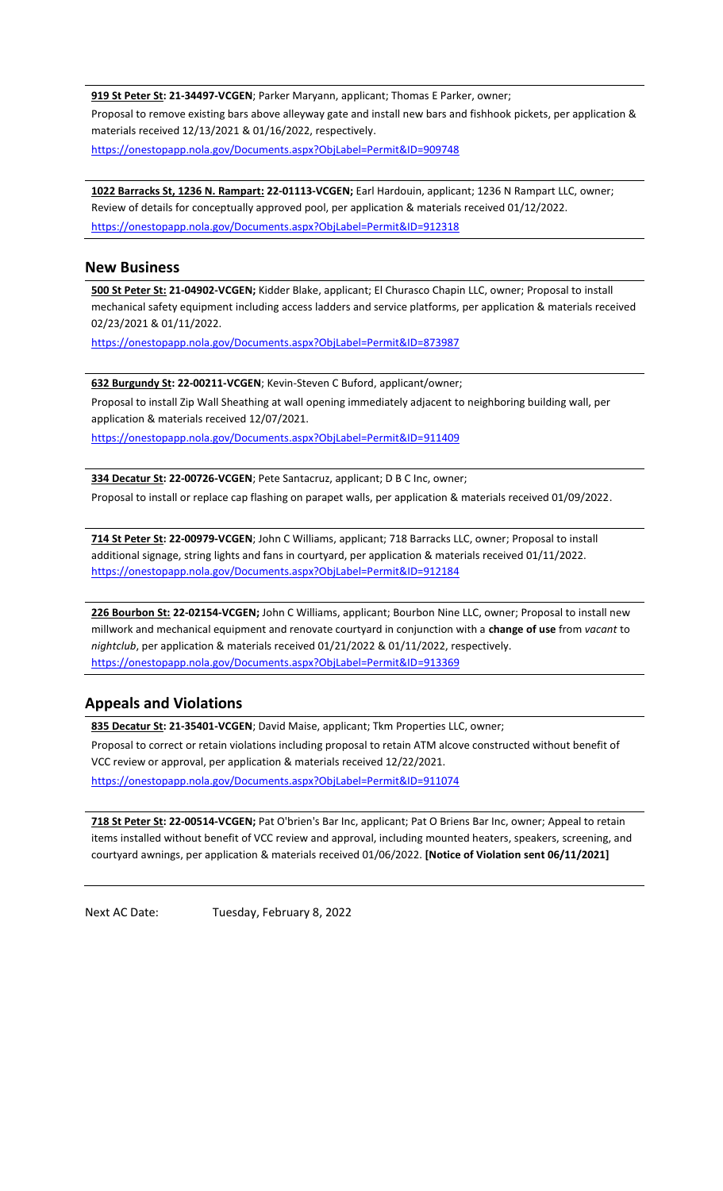**919 St Peter St: 21-34497-VCGEN**; Parker Maryann, applicant; Thomas E Parker, owner;

Proposal to remove existing bars above alleyway gate and install new bars and fishhook pickets, per application & materials received 12/13/2021 & 01/16/2022, respectively.

https://onestopapp.nola.gov/Documents.aspx?ObjLabel=Permit&ID=909748

**1022 Barracks St, 1236 N. Rampart: 22-01113-VCGEN;** Earl Hardouin, applicant; 1236 N Rampart LLC, owner; Review of details for conceptually approved pool, per application & materials received 01/12/2022.

https://onestopapp.nola.gov/Documents.aspx?ObjLabel=Permit&ID=912318

## New Business

**500 St Peter St: 21-04902-VCGEN;** Kidder Blake, applicant; El Churasco Chapin LLC, owner; Proposal to install mechanical safety equipment including access ladders and service platforms, per application & materials received 02/23/2021 & 01/11/2022.

https://onestopapp.nola.gov/Documents.aspx?ObjLabel=Permit&ID=873987

**632 Burgundy St: 22-00211-VCGEN**; Kevin-Steven C Buford, applicant/owner;

Proposal to install Zip Wall Sheathing at wall opening immediately adjacent to neighboring building wall, per application & materials received 12/07/2021.

https://onestopapp.nola.gov/Documents.aspx?ObjLabel=Permit&ID=911409

**334 Decatur St: 22-00726-VCGEN**; Pete Santacruz, applicant; D B C Inc, owner;

Proposal to install or replace cap flashing on parapet walls, per application & materials received 01/09/2022.

**714 St Peter St: 22-00979-VCGEN**; John C Williams, applicant; 718 Barracks LLC, owner; Proposal to install additional signage, string lights and fans in courtyard, per application & materials received 01/11/2022.

https://onestopapp.nola.gov/Documents.aspx?ObjLabel=Permit&ID=912184

**226 Bourbon St: 22-02154-VCGEN;** John C Williams, applicant; Bourbon Nine LLC, owner; Proposal to install new millwork and mechanical equipment and renovate courtyard in conjunction with a **change of use** from *vacant* to *nightclub*, per application & materials received 01/21/2022 & 01/11/2022, respectively.

https://onestopapp.nola.gov/Documents.aspx?ObjLabel=Permit&ID=913369

## Appeals and Violations

**835 Decatur St: 21-35401-VCGEN**; David Maise, applicant; Tkm Properties LLC, owner;

Proposal to correct or retain violations including proposal to retain ATM alcove constructed without benefit of VCC review or approval, per application & materials received 12/22/2021.

https://onestopapp.nola.gov/Documents.aspx?ObjLabel=Permit&ID=911074

**718 St Peter St: 22-00514-VCGEN;** Pat O'brien's Bar Inc, applicant; Pat O Briens Bar Inc, owner; Appeal to retain items installed without benefit of VCC review and approval, including mounted heaters, speakers, screening, and courtyard awnings, per application & materials received 01/06/2022. **[Notice of Violation sent 06/11/2021]**

Next AC Date: Tuesday, February 8, 2022